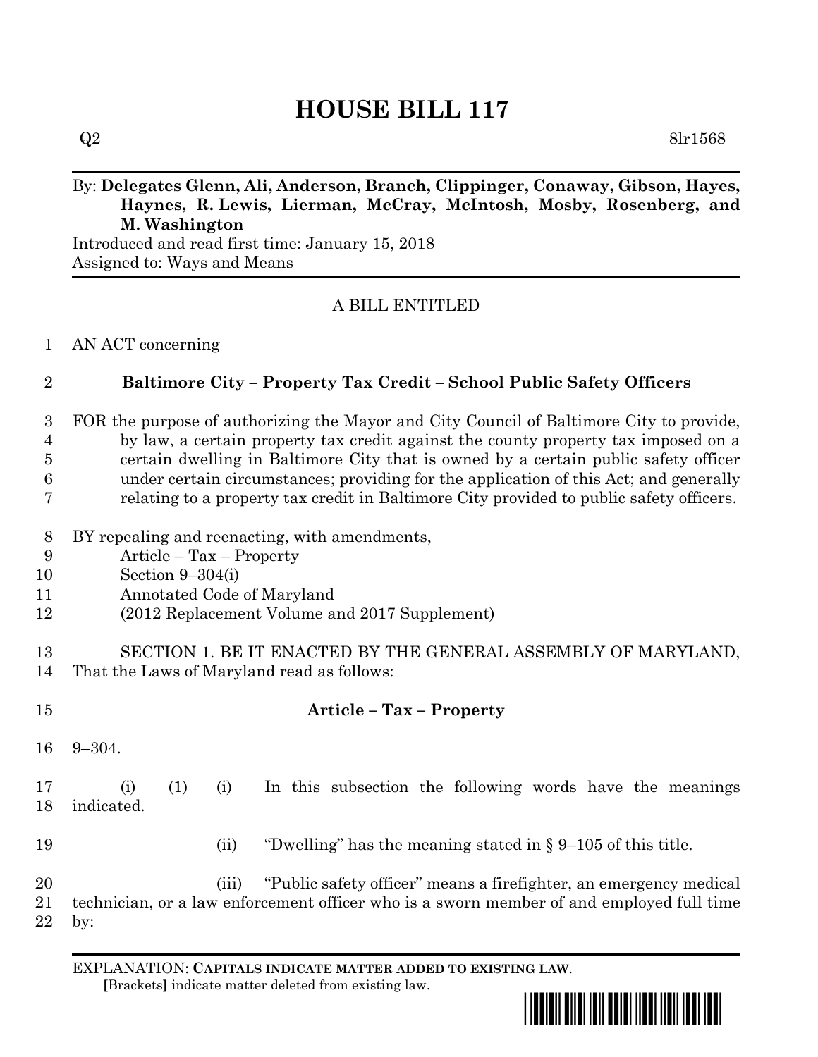# HOUSE BILL 117

Q2 8lr1568

By: **Delegates Glenn, Ali, Anderson, Branch, Clippinger, Conaway, Gibson, Hayes, Haynes, R. Lewis, Lierman, McCray, McIntosh, Mosby, Rosenberg, and M. Washington**

Introduced and read first time: January 15, 2018
Assigned to: Ways and Means

A BILL ENTITLED

AN ACT concerning

**Baltimore City – Property Tax Credit – School Public Safety Officers**

FOR the purpose of authorizing the Mayor and City Council of Baltimore City to provide, by law, a certain property tax credit against the county property tax imposed on a certain dwelling in Baltimore City that is owned by a certain public safety officer under certain circumstances; providing for the application of this Act; and generally relating to a property tax credit in Baltimore City provided to public safety officers.

BY repealing and reenacting, with amendments,
Article – Tax – Property
Section 9–304(i)
Annotated Code of Maryland
(2012 Replacement Volume and 2017 Supplement)

SECTION 1. BE IT ENACTED BY THE GENERAL ASSEMBLY OF MARYLAND, That the Laws of Maryland read as follows:

**Article – Tax – Property**

9–304.

(i) (1) (i) In this subsection the following words have the meanings indicated.

(ii) "Dwelling" has the meaning stated in § 9–105 of this title.

(iii) "Public safety officer" means a firefighter, an emergency medical technician, or a law enforcement officer who is a sworn member of and employed full time by:

EXPLANATION: **CAPITALS INDICATE MATTER ADDED TO EXISTING LAW.**
**[**Brackets**]** indicate matter deleted from existing law.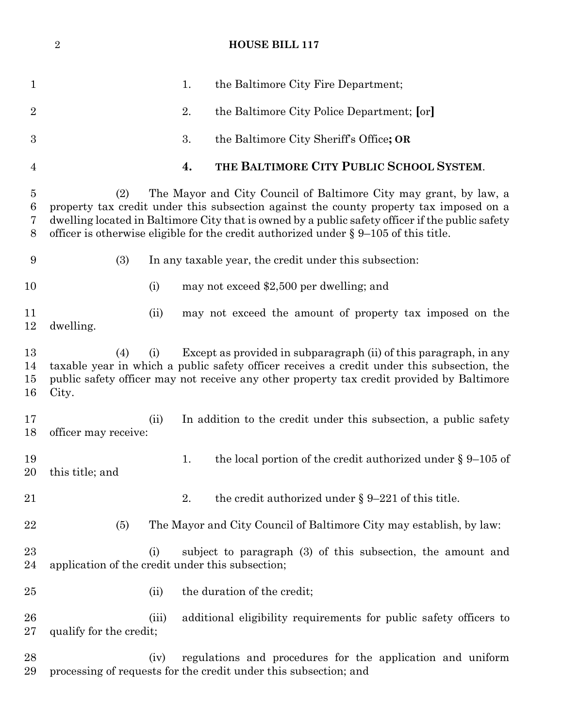1. the Baltimore City Fire Department;

2. the Baltimore City Police Department; [or]

3. the Baltimore City Sheriff's Office**; OR**

**4. THE BALTIMORE CITY PUBLIC SCHOOL SYSTEM**.

(2) The Mayor and City Council of Baltimore City may grant, by law, a property tax credit under this subsection against the county property tax imposed on a dwelling located in Baltimore City that is owned by a public safety officer if the public safety officer is otherwise eligible for the credit authorized under § 9–105 of this title.

(3) In any taxable year, the credit under this subsection:

(i) may not exceed $2,500 per dwelling; and

(ii) may not exceed the amount of property tax imposed on the dwelling.

(4) (i) Except as provided in subparagraph (ii) of this paragraph, in any taxable year in which a public safety officer receives a credit under this subsection, the public safety officer may not receive any other property tax credit provided by Baltimore City.

(ii) In addition to the credit under this subsection, a public safety officer may receive:

1. the local portion of the credit authorized under § 9–105 of this title; and

2. the credit authorized under § 9–221 of this title.

(5) The Mayor and City Council of Baltimore City may establish, by law:

(i) subject to paragraph (3) of this subsection, the amount and application of the credit under this subsection;

(ii) the duration of the credit;

(iii) additional eligibility requirements for public safety officers to qualify for the credit;

(iv) regulations and procedures for the application and uniform processing of requests for the credit under this subsection; and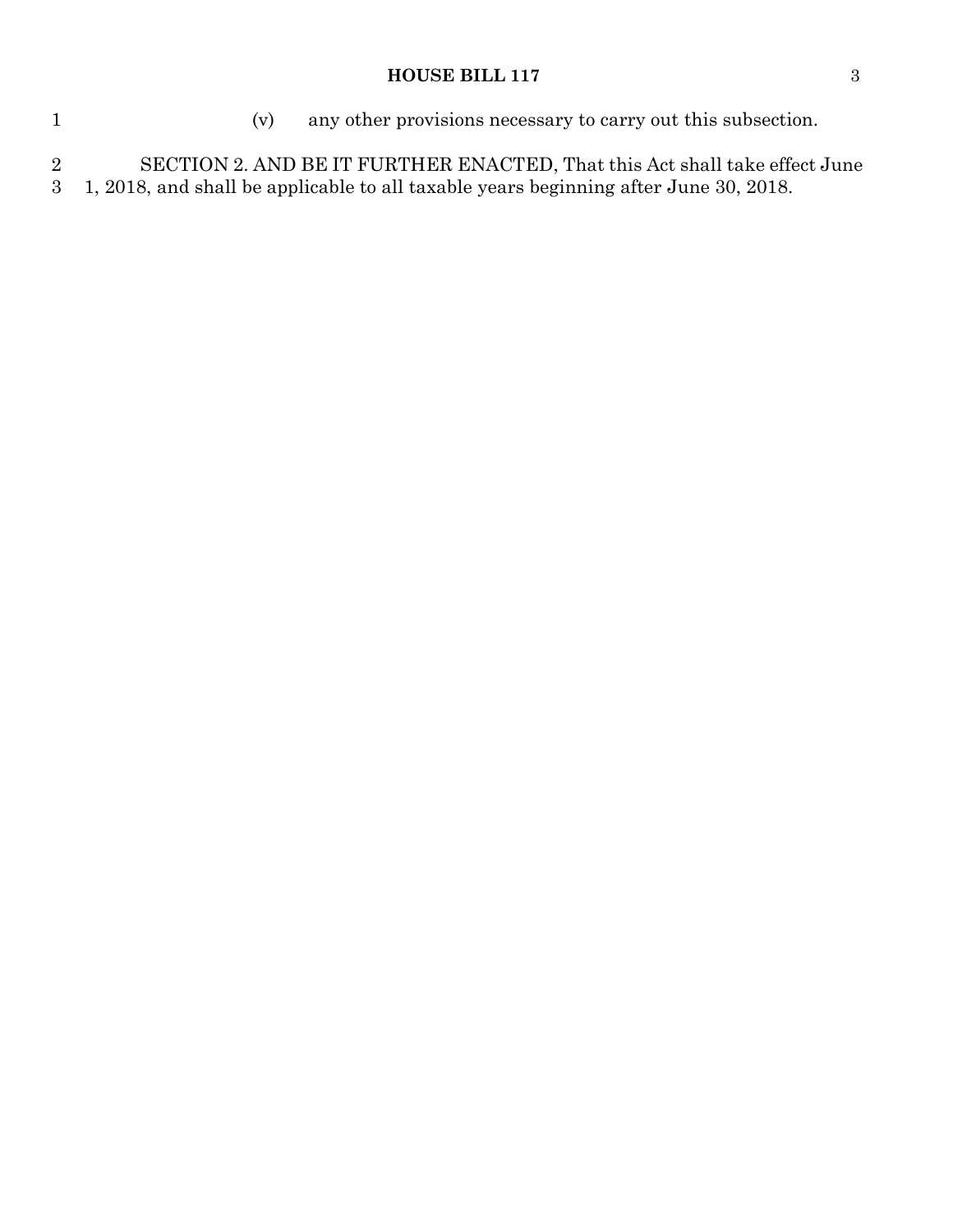(v) any other provisions necessary to carry out this subsection.

SECTION 2. AND BE IT FURTHER ENACTED, That this Act shall take effect June 1, 2018, and shall be applicable to all taxable years beginning after June 30, 2018.